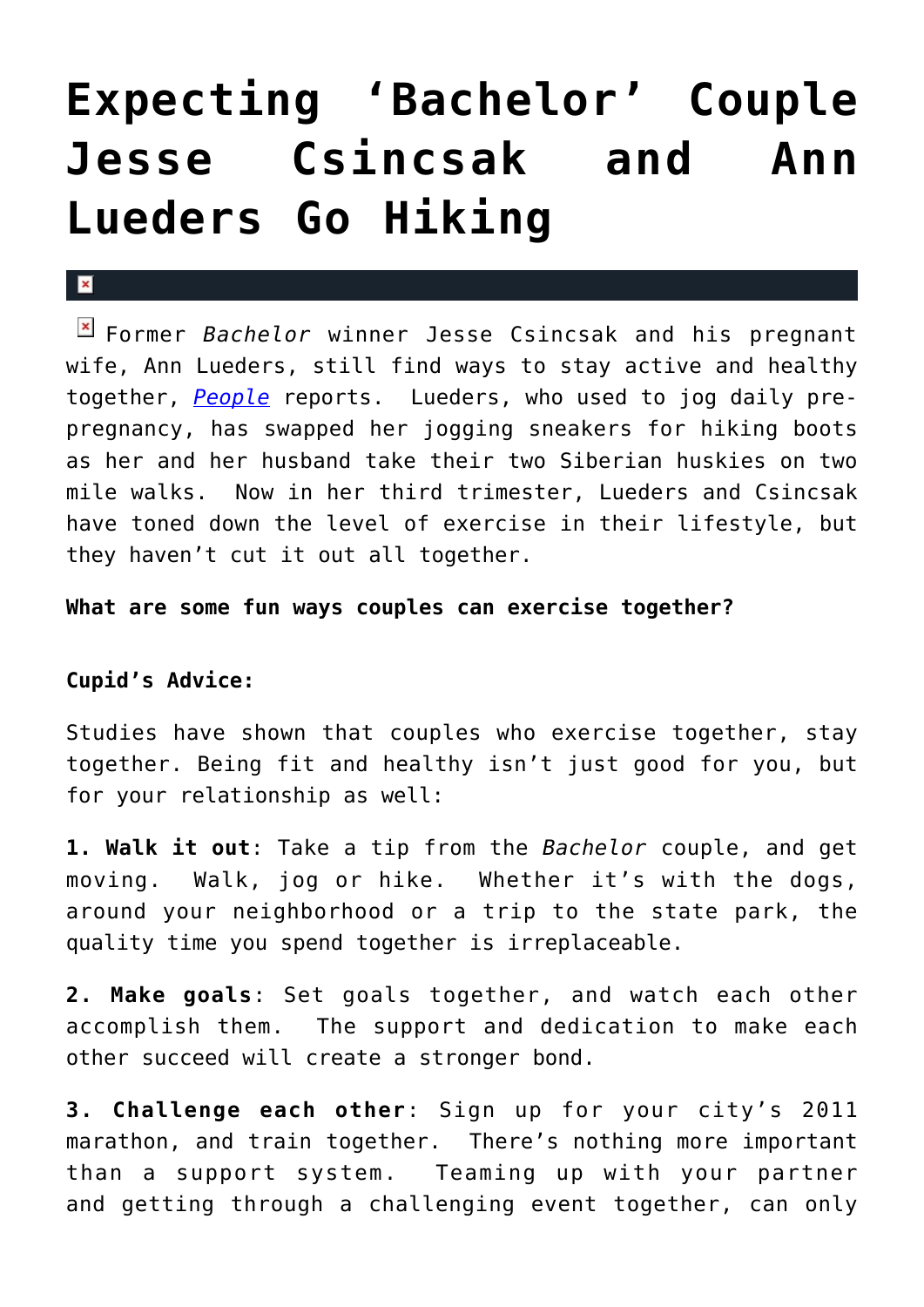# Expecting 'Bachelor' Couple Jesse Csincsak and Ann Lueders Go Hiking

Former *Bachelor* winner Jesse Csincsak and his pregnant wife, Ann Lueders, still find ways to stay active and healthy together, *People* reports. Lueders, who used to jog daily pre-pregnancy, has swapped her jogging sneakers for hiking boots as her and her husband take their two Siberian huskies on two mile walks. Now in her third trimester, Lueders and Csincsak have toned down the level of exercise in their lifestyle, but they haven't cut it out all together.

**What are some fun ways couples can exercise together?**

**Cupid's Advice:**

Studies have shown that couples who exercise together, stay together. Being fit and healthy isn't just good for you, but for your relationship as well:

**1. Walk it out**: Take a tip from the *Bachelor* couple, and get moving. Walk, jog or hike. Whether it's with the dogs, around your neighborhood or a trip to the state park, the quality time you spend together is irreplaceable.

**2. Make goals**: Set goals together, and watch each other accomplish them. The support and dedication to make each other succeed will create a stronger bond.

**3. Challenge each other**: Sign up for your city's 2011 marathon, and train together. There's nothing more important than a support system. Teaming up with your partner and getting through a challenging event together, can only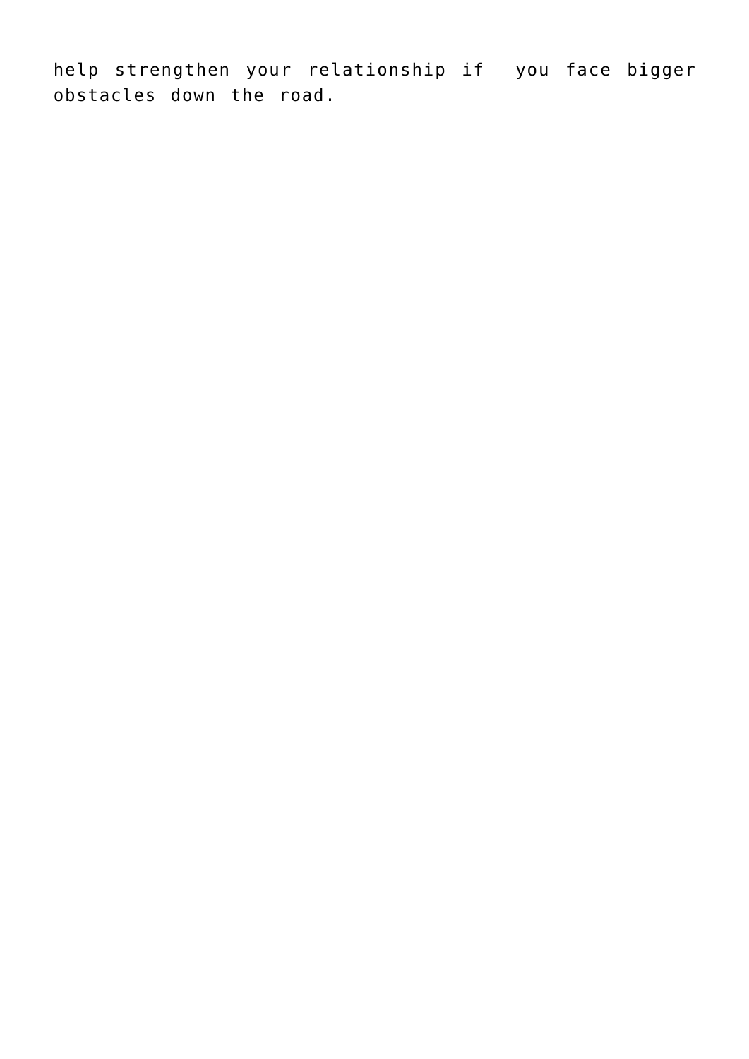help strengthen your relationship if you face bigger obstacles down the road.